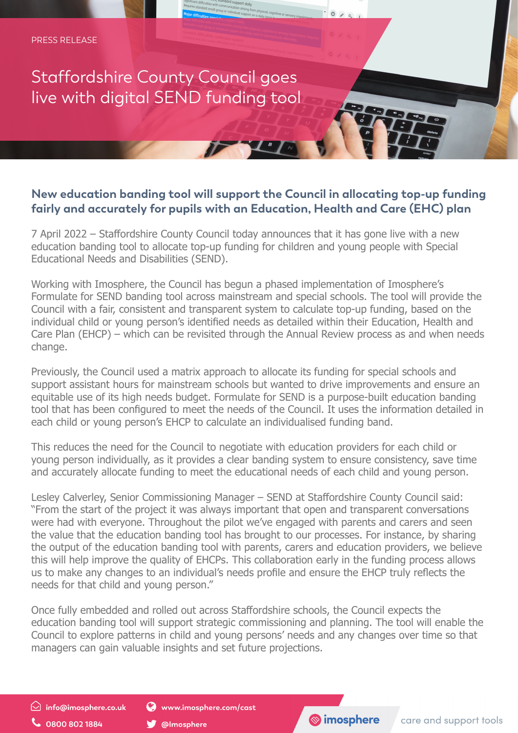PRESS RELEASE

# Staffordshire County Council goes live with digital SEND funding tool

## New education banding tool will support the Council in allocating top-up funding fairly and accurately for pupils with an Education, Health and Care (EHC) plan

7 April 2022 – Staffordshire County Council today announces that it has gone live with a new education banding tool to allocate top-up funding for children and young people with Special Educational Needs and Disabilities (SEND).

Working with Imosphere, the Council has begun a phased implementation of Imosphere's Formulate for SEND banding tool across mainstream and special schools. The tool will provide the Council with a fair, consistent and transparent system to calculate top-up funding, based on the individual child or young person's identified needs as detailed within their Education, Health and Care Plan (EHCP) – which can be revisited through the Annual Review process as and when needs change.

Previously, the Council used a matrix approach to allocate its funding for special schools and support assistant hours for mainstream schools but wanted to drive improvements and ensure an equitable use of its high needs budget. Formulate for SEND is a purpose-built education banding tool that has been configured to meet the needs of the Council. It uses the information detailed in each child or young person's EHCP to calculate an individualised funding band.

This reduces the need for the Council to negotiate with education providers for each child or young person individually, as it provides a clear banding system to ensure consistency, save time and accurately allocate funding to meet the educational needs of each child and young person.

Lesley Calverley, Senior Commissioning Manager – SEND at Staffordshire County Council said: "From the start of the project it was always important that open and transparent conversations were had with everyone. Throughout the pilot we've engaged with parents and carers and seen the value that the education banding tool has brought to our processes. For instance, by sharing the output of the education banding tool with parents, carers and education providers, we believe this will help improve the quality of EHCPs. This collaboration early in the funding process allows us to make any changes to an individual's needs profile and ensure the EHCP truly reflects the needs for that child and young person."

Once fully embedded and rolled out across Staffordshire schools, the Council expects the education banding tool will support strategic commissioning and planning. The tool will enable the Council to explore patterns in child and young persons' needs and any changes over time so that managers can gain valuable insights and set future projections.

info@imosphere.co.uk | www.imosphere.com/cast
0800 802 1884 | @Imosphere

imosphere – care and support tools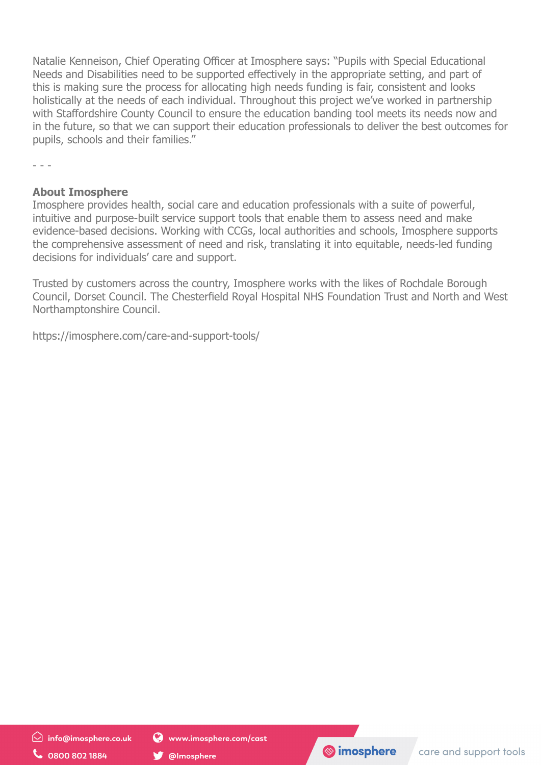Natalie Kenneison, Chief Operating Officer at Imosphere says: "Pupils with Special Educational Needs and Disabilities need to be supported effectively in the appropriate setting, and part of this is making sure the process for allocating high needs funding is fair, consistent and looks holistically at the needs of each individual. Throughout this project we've worked in partnership with Staffordshire County Council to ensure the education banding tool meets its needs now and in the future, so that we can support their education professionals to deliver the best outcomes for pupils, schools and their families."

- - -

**About Imosphere**

Imosphere provides health, social care and education professionals with a suite of powerful, intuitive and purpose-built service support tools that enable them to assess need and make evidence-based decisions. Working with CCGs, local authorities and schools, Imosphere supports the comprehensive assessment of need and risk, translating it into equitable, needs-led funding decisions for individuals' care and support.

Trusted by customers across the country, Imosphere works with the likes of Rochdale Borough Council, Dorset Council. The Chesterfield Royal Hospital NHS Foundation Trust and North and West Northamptonshire Council.

https://imosphere.com/care-and-support-tools/

info@imosphere.co.uk
0800 802 1884
www.imosphere.com/cast
@Imosphere
imosphere care and support tools